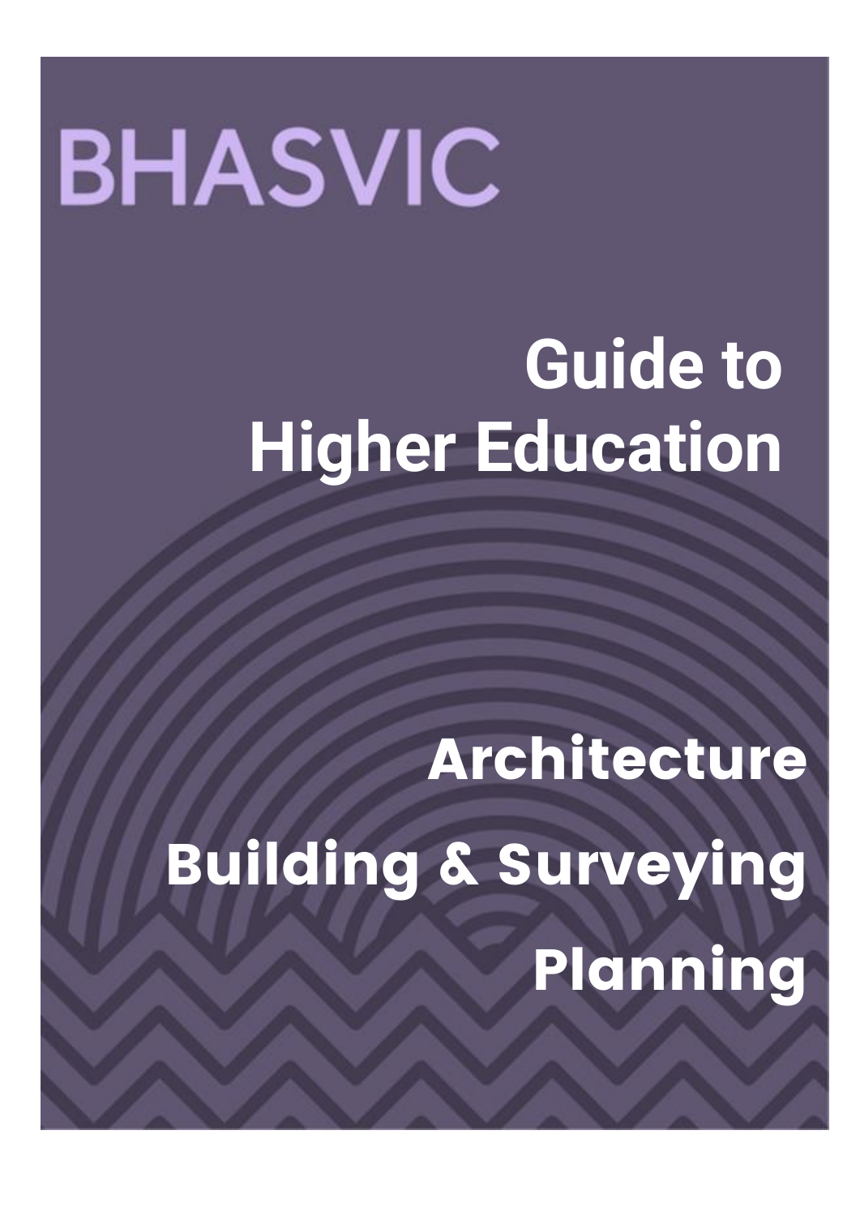BHASVIC

# Guide to Higher Education

## Architecture

## Building & Surveying

## Planning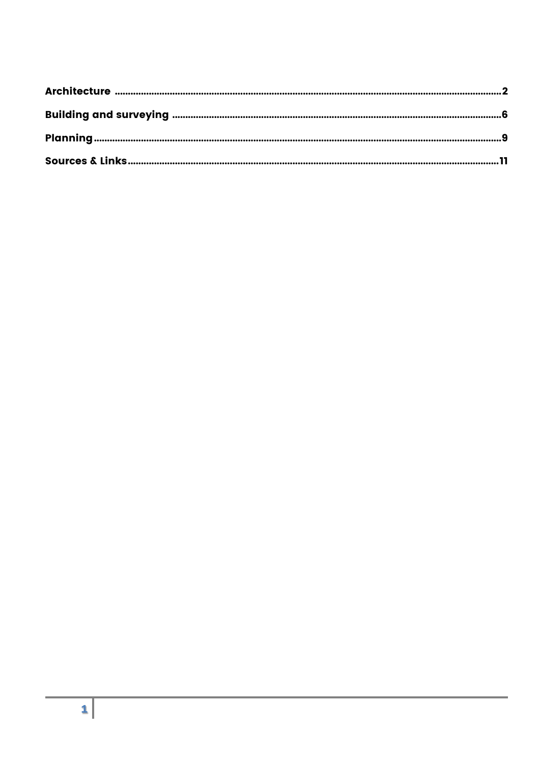Architecture ........................................................................................................................................2

Building and surveying ..........................................................................................................................6

Planning..................................................................................................................................................9

Sources & Links.....................................................................................................................................11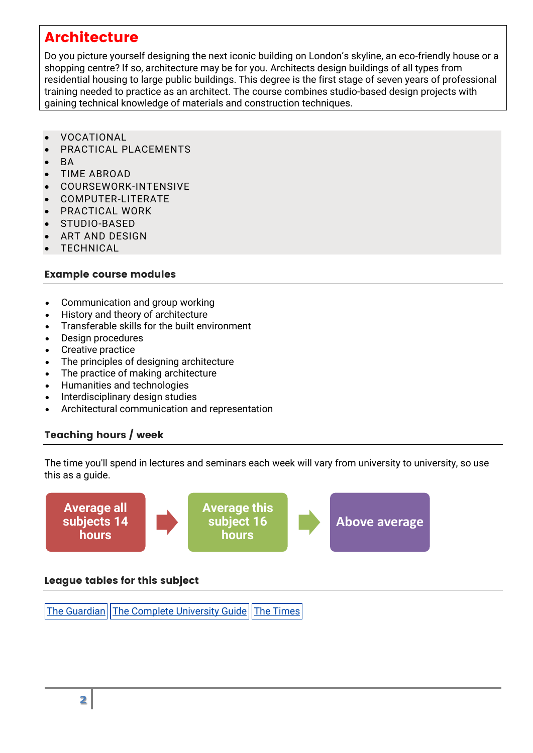## Architecture

Do you picture yourself designing the next iconic building on London's skyline, an eco-friendly house or a shopping centre? If so, architecture may be for you. Architects design buildings of all types from residential housing to large public buildings. This degree is the first stage of seven years of professional training needed to practice as an architect. The course combines studio-based design projects with gaining technical knowledge of materials and construction techniques.

- VOCATIONAL
- PRACTICAL PLACEMENTS
- BA
- TIME ABROAD
- COURSEWORK-INTENSIVE
- COMPUTER-LITERATE
- PRACTICAL WORK
- STUDIO-BASED
- ART AND DESIGN
- TECHNICAL

### Example course modules

- Communication and group working
- History and theory of architecture
- Transferable skills for the built environment
- Design procedures
- Creative practice
- The principles of designing architecture
- The practice of making architecture
- Humanities and technologies
- Interdisciplinary design studies
- Architectural communication and representation

### Teaching hours / week

The time you'll spend in lectures and seminars each week will vary from university to university, so use this as a guide.

**Average all subjects 14 hours** → **Average this subject 16 hours** → **Above average**

### League tables for this subject

The Guardian | The Complete University Guide | The Times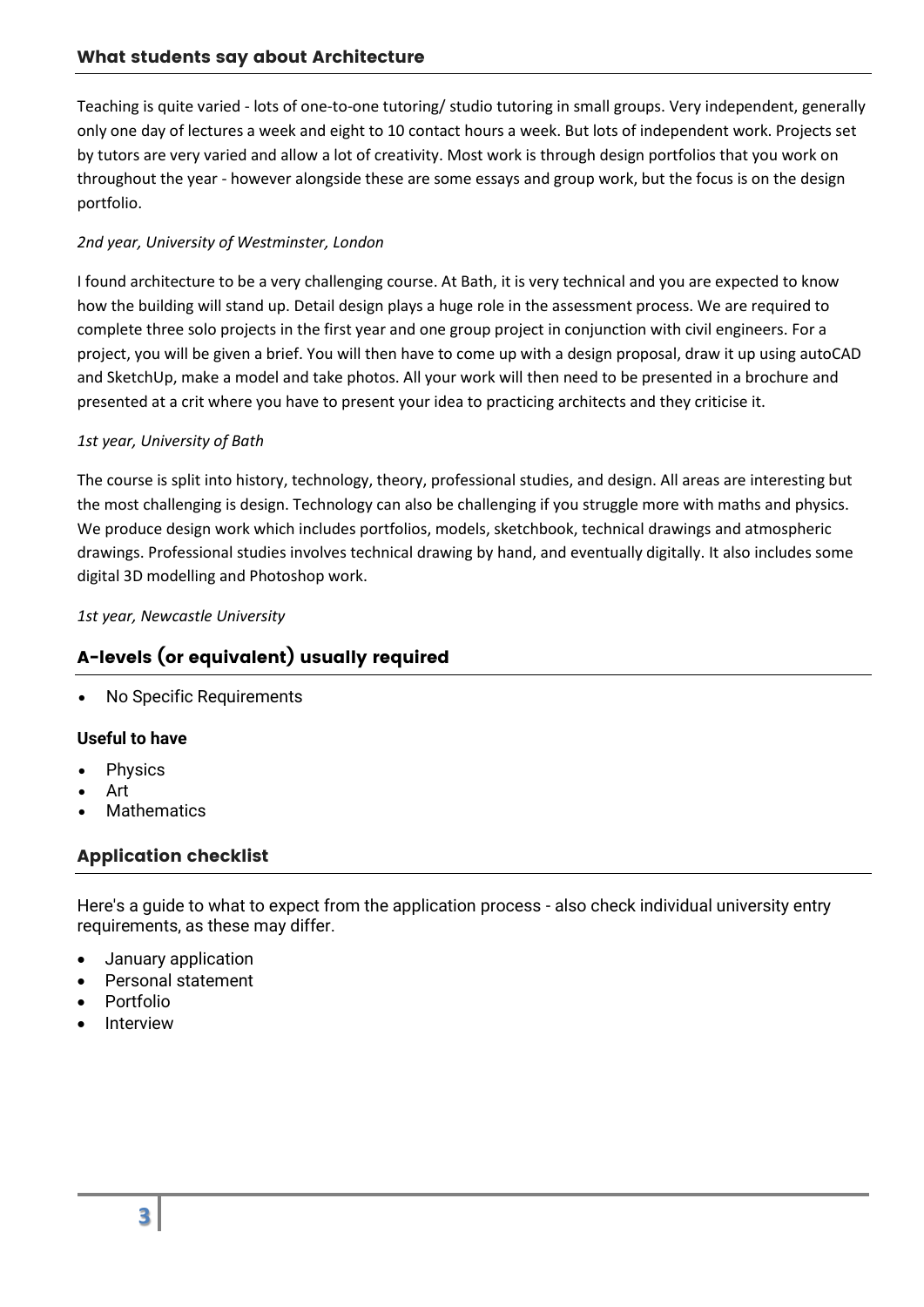## What students say about Architecture

Teaching is quite varied - lots of one-to-one tutoring/ studio tutoring in small groups. Very independent, generally only one day of lectures a week and eight to 10 contact hours a week. But lots of independent work. Projects set by tutors are very varied and allow a lot of creativity. Most work is through design portfolios that you work on throughout the year - however alongside these are some essays and group work, but the focus is on the design portfolio.

*2nd year, University of Westminster, London*

I found architecture to be a very challenging course. At Bath, it is very technical and you are expected to know how the building will stand up. Detail design plays a huge role in the assessment process. We are required to complete three solo projects in the first year and one group project in conjunction with civil engineers. For a project, you will be given a brief. You will then have to come up with a design proposal, draw it up using autoCAD and SketchUp, make a model and take photos. All your work will then need to be presented in a brochure and presented at a crit where you have to present your idea to practicing architects and they criticise it.

*1st year, University of Bath*

The course is split into history, technology, theory, professional studies, and design. All areas are interesting but the most challenging is design. Technology can also be challenging if you struggle more with maths and physics. We produce design work which includes portfolios, models, sketchbook, technical drawings and atmospheric drawings. Professional studies involves technical drawing by hand, and eventually digitally. It also includes some digital 3D modelling and Photoshop work.

*1st year, Newcastle University*

## A-levels (or equivalent) usually required

- No Specific Requirements

### Useful to have

- Physics
- Art
- Mathematics

## Application checklist

Here's a guide to what to expect from the application process - also check individual university entry requirements, as these may differ.

- January application
- Personal statement
- Portfolio
- Interview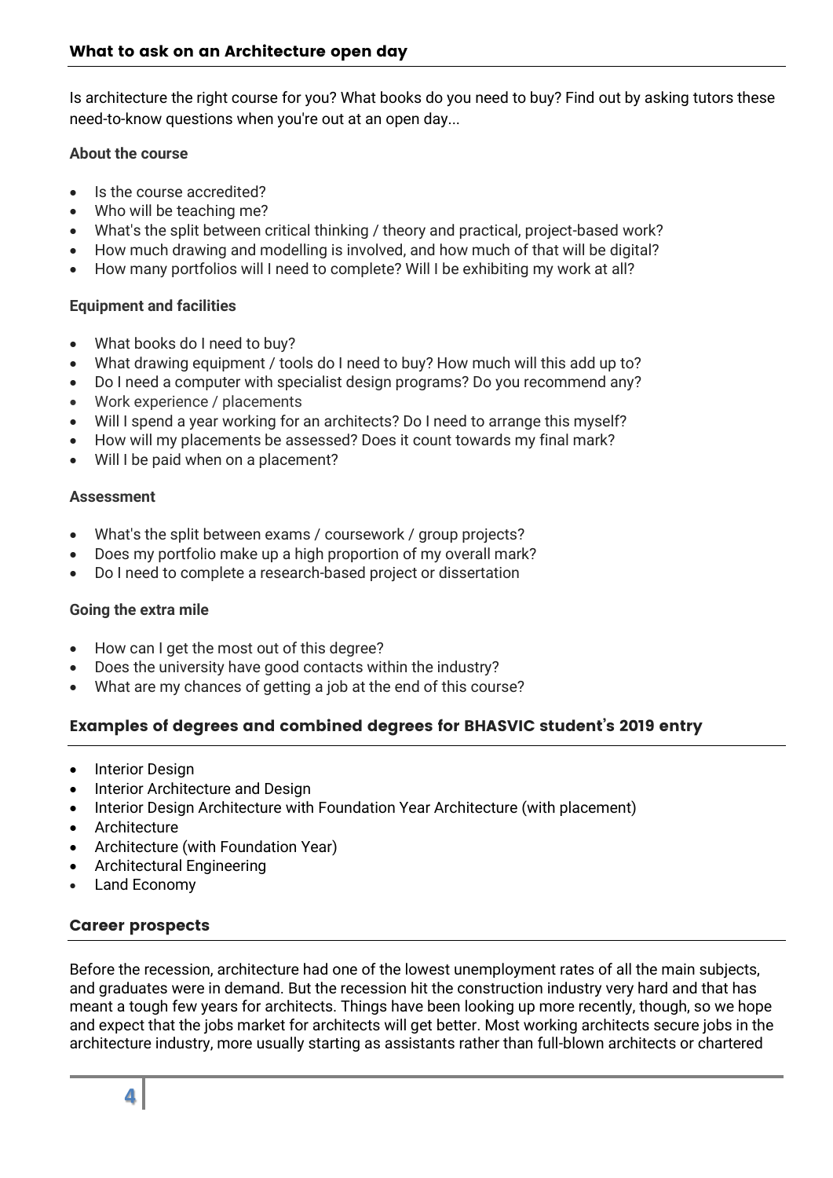## What to ask on an Architecture open day

Is architecture the right course for you? What books do you need to buy? Find out by asking tutors these need-to-know questions when you're out at an open day...

**About the course**

- Is the course accredited?
- Who will be teaching me?
- What's the split between critical thinking / theory and practical, project-based work?
- How much drawing and modelling is involved, and how much of that will be digital?
- How many portfolios will I need to complete? Will I be exhibiting my work at all?

**Equipment and facilities**

- What books do I need to buy?
- What drawing equipment / tools do I need to buy? How much will this add up to?
- Do I need a computer with specialist design programs? Do you recommend any?
- Work experience / placements
- Will I spend a year working for an architects? Do I need to arrange this myself?
- How will my placements be assessed? Does it count towards my final mark?
- Will I be paid when on a placement?

**Assessment**

- What's the split between exams / coursework / group projects?
- Does my portfolio make up a high proportion of my overall mark?
- Do I need to complete a research-based project or dissertation

**Going the extra mile**

- How can I get the most out of this degree?
- Does the university have good contacts within the industry?
- What are my chances of getting a job at the end of this course?

## Examples of degrees and combined degrees for BHASVIC student's 2019 entry

- Interior Design
- Interior Architecture and Design
- Interior Design Architecture with Foundation Year Architecture (with placement)
- Architecture
- Architecture (with Foundation Year)
- Architectural Engineering
- Land Economy

## Career prospects

Before the recession, architecture had one of the lowest unemployment rates of all the main subjects, and graduates were in demand. But the recession hit the construction industry very hard and that has meant a tough few years for architects. Things have been looking up more recently, though, so we hope and expect that the jobs market for architects will get better. Most working architects secure jobs in the architecture industry, more usually starting as assistants rather than full-blown architects or chartered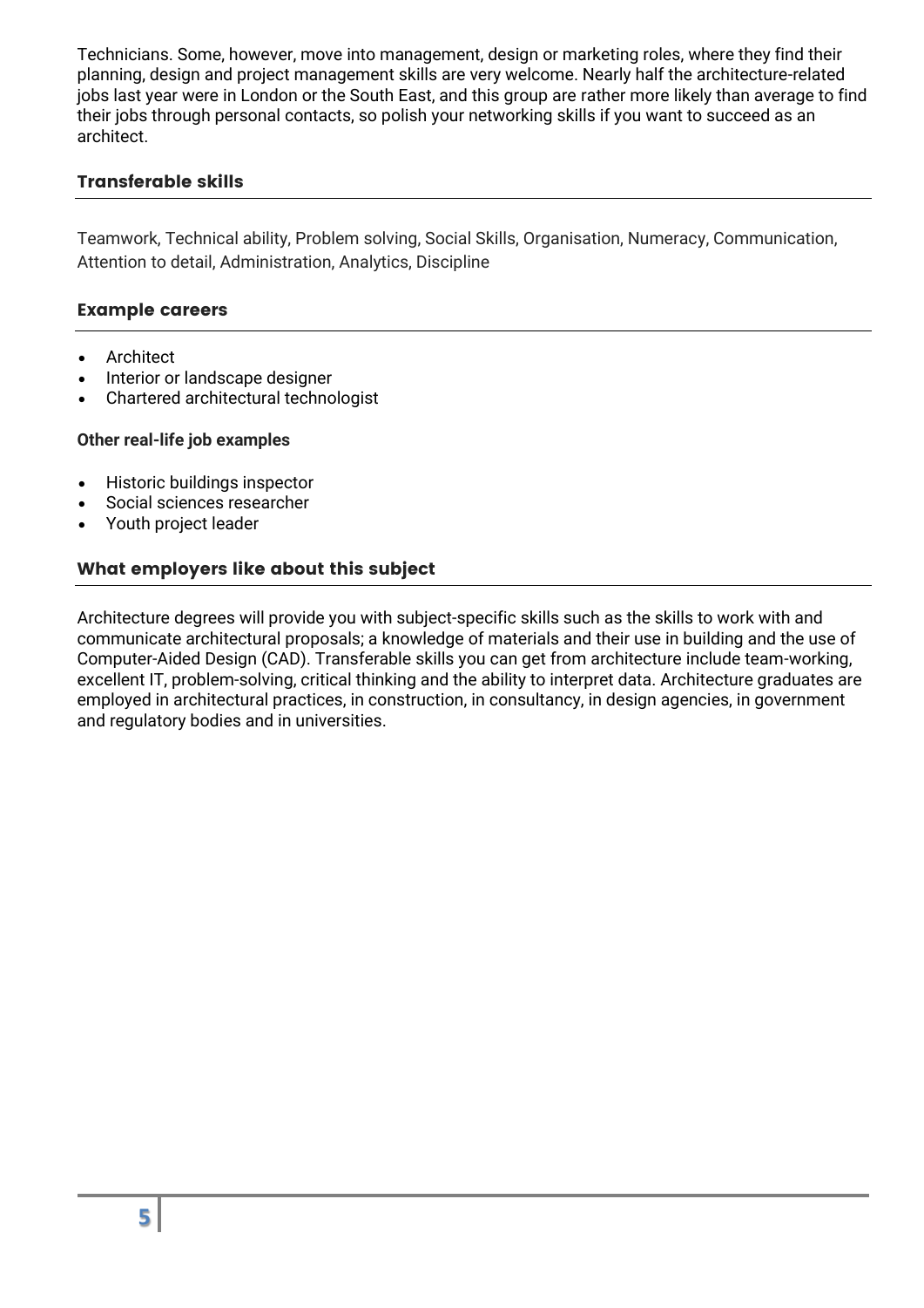Technicians. Some, however, move into management, design or marketing roles, where they find their planning, design and project management skills are very welcome. Nearly half the architecture-related jobs last year were in London or the South East, and this group are rather more likely than average to find their jobs through personal contacts, so polish your networking skills if you want to succeed as an architect.

### Transferable skills

Teamwork, Technical ability, Problem solving, Social Skills, Organisation, Numeracy, Communication, Attention to detail, Administration, Analytics, Discipline

### Example careers

- Architect
- Interior or landscape designer
- Chartered architectural technologist

**Other real-life job examples**

- Historic buildings inspector
- Social sciences researcher
- Youth project leader

### What employers like about this subject

Architecture degrees will provide you with subject-specific skills such as the skills to work with and communicate architectural proposals; a knowledge of materials and their use in building and the use of Computer-Aided Design (CAD). Transferable skills you can get from architecture include team-working, excellent IT, problem-solving, critical thinking and the ability to interpret data. Architecture graduates are employed in architectural practices, in construction, in consultancy, in design agencies, in government and regulatory bodies and in universities.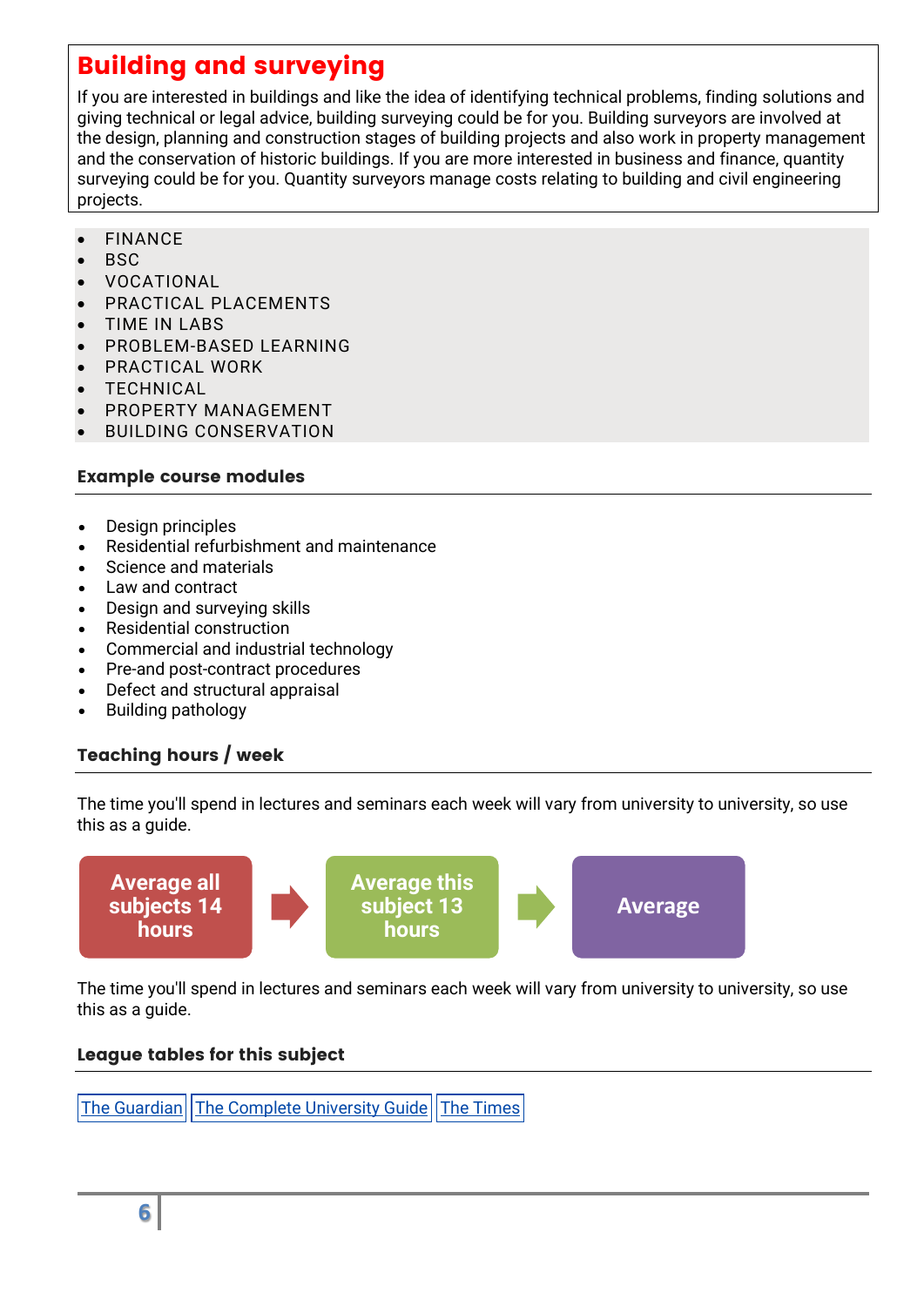## Building and surveying

If you are interested in buildings and like the idea of identifying technical problems, finding solutions and giving technical or legal advice, building surveying could be for you. Building surveyors are involved at the design, planning and construction stages of building projects and also work in property management and the conservation of historic buildings. If you are more interested in business and finance, quantity surveying could be for you. Quantity surveyors manage costs relating to building and civil engineering projects.

- FINANCE
- BSC
- VOCATIONAL
- PRACTICAL PLACEMENTS
- TIME IN LABS
- PROBLEM-BASED LEARNING
- PRACTICAL WORK
- TECHNICAL
- PROPERTY MANAGEMENT
- BUILDING CONSERVATION

### Example course modules

- Design principles
- Residential refurbishment and maintenance
- Science and materials
- Law and contract
- Design and surveying skills
- Residential construction
- Commercial and industrial technology
- Pre-and post-contract procedures
- Defect and structural appraisal
- Building pathology

### Teaching hours / week

The time you'll spend in lectures and seminars each week will vary from university to university, so use this as a guide.

Average all subjects 14 hours → Average this subject 13 hours → Average

The time you'll spend in lectures and seminars each week will vary from university to university, so use this as a guide.

### League tables for this subject

The Guardian | The Complete University Guide | The Times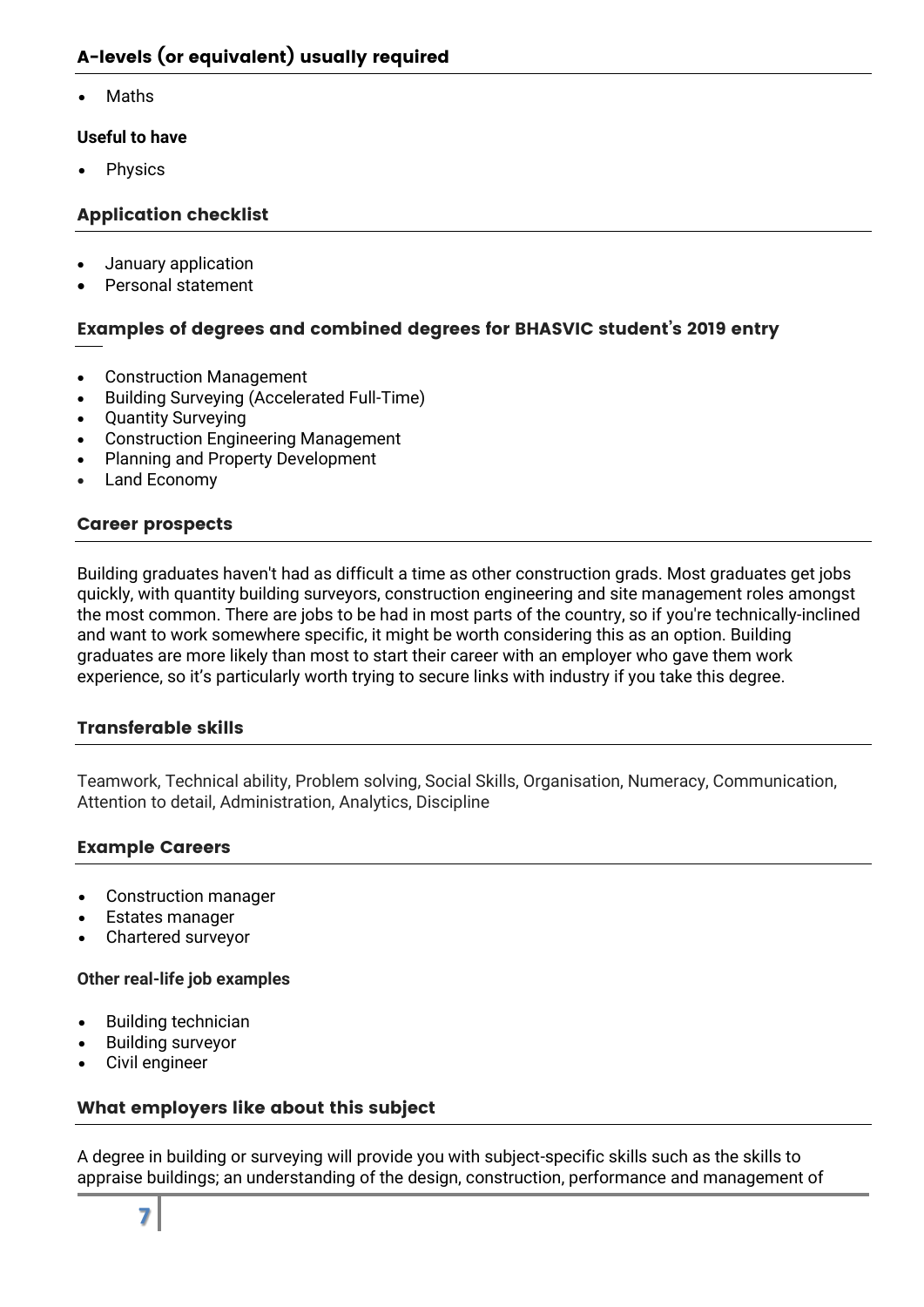## A-levels (or equivalent) usually required

- Maths

**Useful to have**

- Physics

## Application checklist

- January application
- Personal statement

## Examples of degrees and combined degrees for BHASVIC student's 2019 entry

- Construction Management
- Building Surveying (Accelerated Full-Time)
- Quantity Surveying
- Construction Engineering Management
- Planning and Property Development
- Land Economy

## Career prospects

Building graduates haven't had as difficult a time as other construction grads. Most graduates get jobs quickly, with quantity building surveyors, construction engineering and site management roles amongst the most common. There are jobs to be had in most parts of the country, so if you're technically-inclined and want to work somewhere specific, it might be worth considering this as an option. Building graduates are more likely than most to start their career with an employer who gave them work experience, so it's particularly worth trying to secure links with industry if you take this degree.

## Transferable skills

Teamwork, Technical ability, Problem solving, Social Skills, Organisation, Numeracy, Communication, Attention to detail, Administration, Analytics, Discipline

## Example Careers

- Construction manager
- Estates manager
- Chartered surveyor

**Other real-life job examples**

- Building technician
- Building surveyor
- Civil engineer

## What employers like about this subject

A degree in building or surveying will provide you with subject-specific skills such as the skills to appraise buildings; an understanding of the design, construction, performance and management of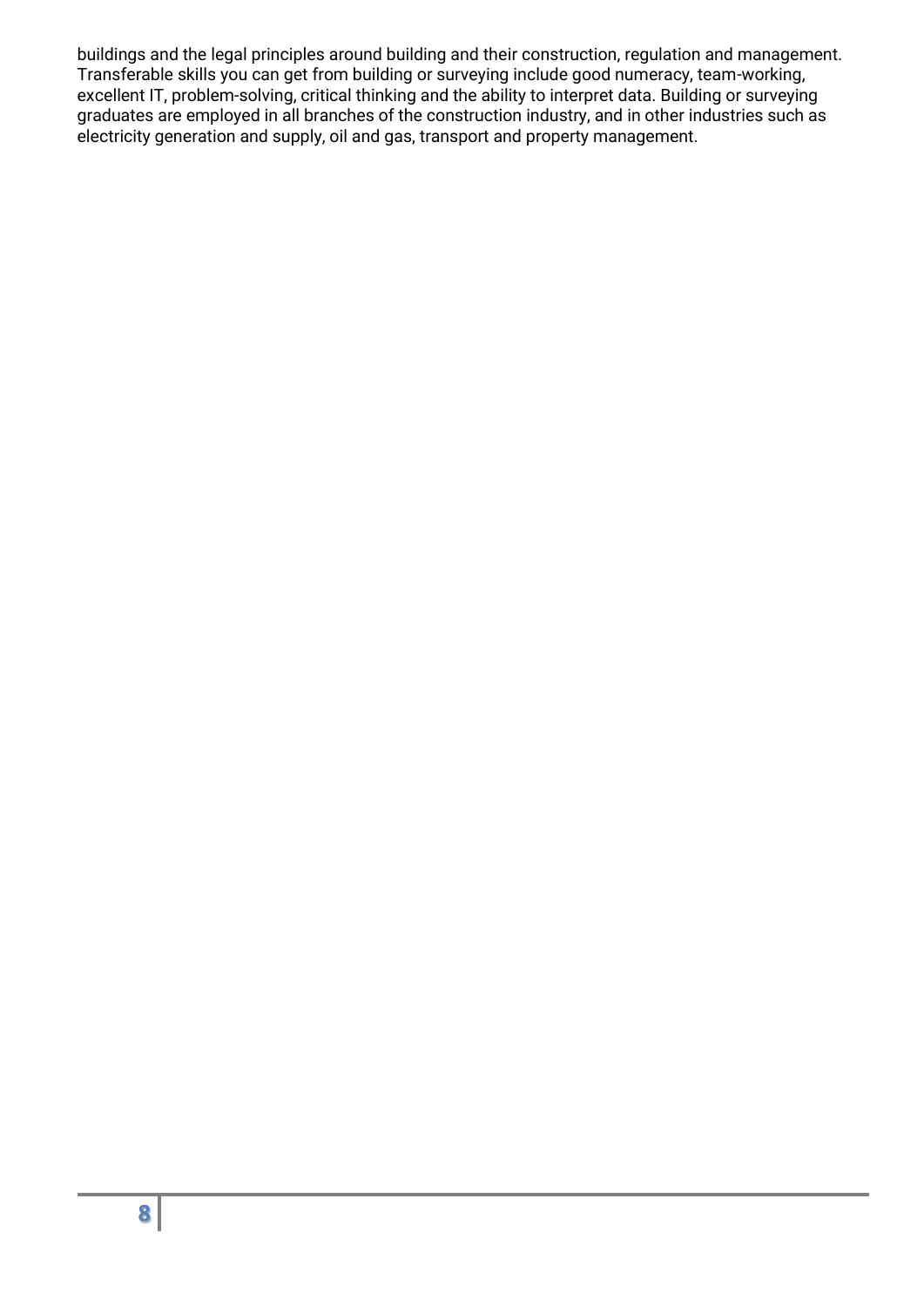buildings and the legal principles around building and their construction, regulation and management. Transferable skills you can get from building or surveying include good numeracy, team-working, excellent IT, problem-solving, critical thinking and the ability to interpret data. Building or surveying graduates are employed in all branches of the construction industry, and in other industries such as electricity generation and supply, oil and gas, transport and property management.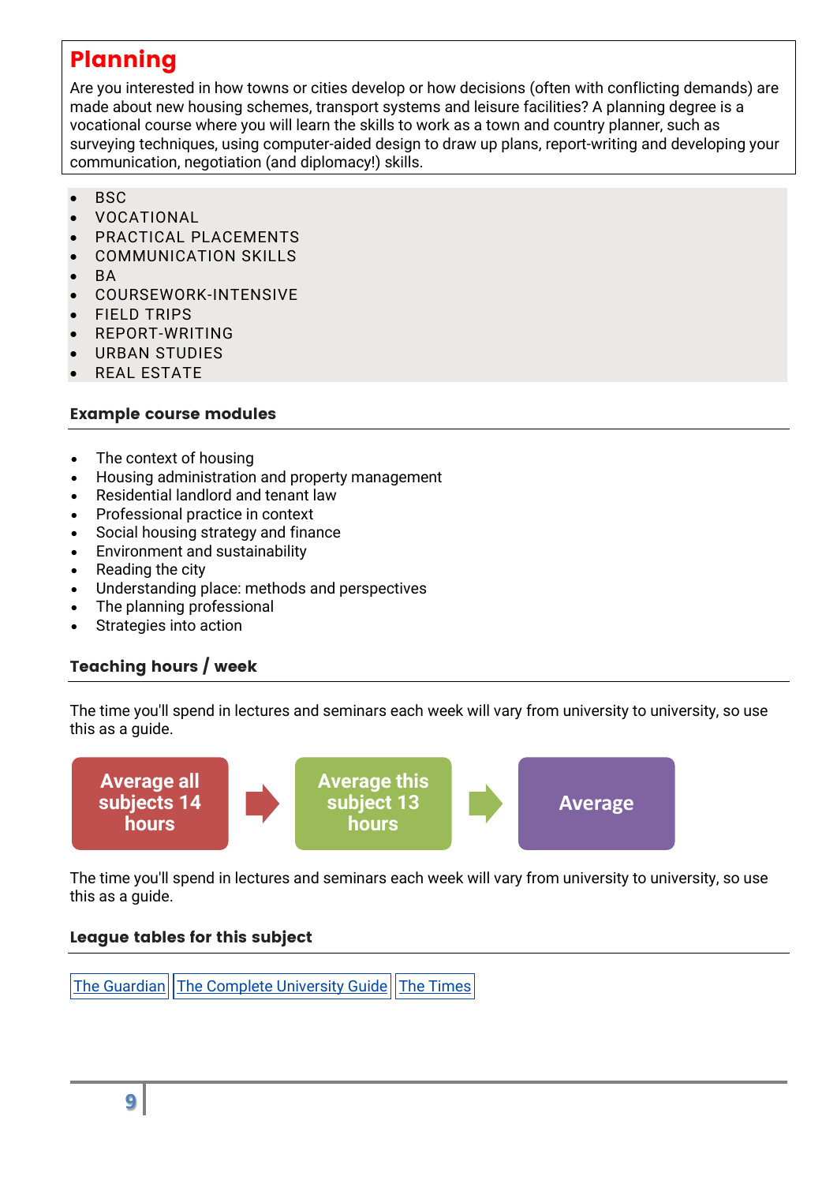# Planning

Are you interested in how towns or cities develop or how decisions (often with conflicting demands) are made about new housing schemes, transport systems and leisure facilities? A planning degree is a vocational course where you will learn the skills to work as a town and country planner, such as surveying techniques, using computer-aided design to draw up plans, report-writing and developing your communication, negotiation (and diplomacy!) skills.

- BSC
- VOCATIONAL
- PRACTICAL PLACEMENTS
- COMMUNICATION SKILLS
- BA
- COURSEWORK-INTENSIVE
- FIELD TRIPS
- REPORT-WRITING
- URBAN STUDIES
- REAL ESTATE

### Example course modules

- The context of housing
- Housing administration and property management
- Residential landlord and tenant law
- Professional practice in context
- Social housing strategy and finance
- Environment and sustainability
- Reading the city
- Understanding place: methods and perspectives
- The planning professional
- Strategies into action

### Teaching hours / week

The time you'll spend in lectures and seminars each week will vary from university to university, so use this as a guide.

**Average all subjects 14 hours** → **Average this subject 13 hours** → **Average**

The time you'll spend in lectures and seminars each week will vary from university to university, so use this as a guide.

### League tables for this subject

[The Guardian] [The Complete University Guide] [The Times]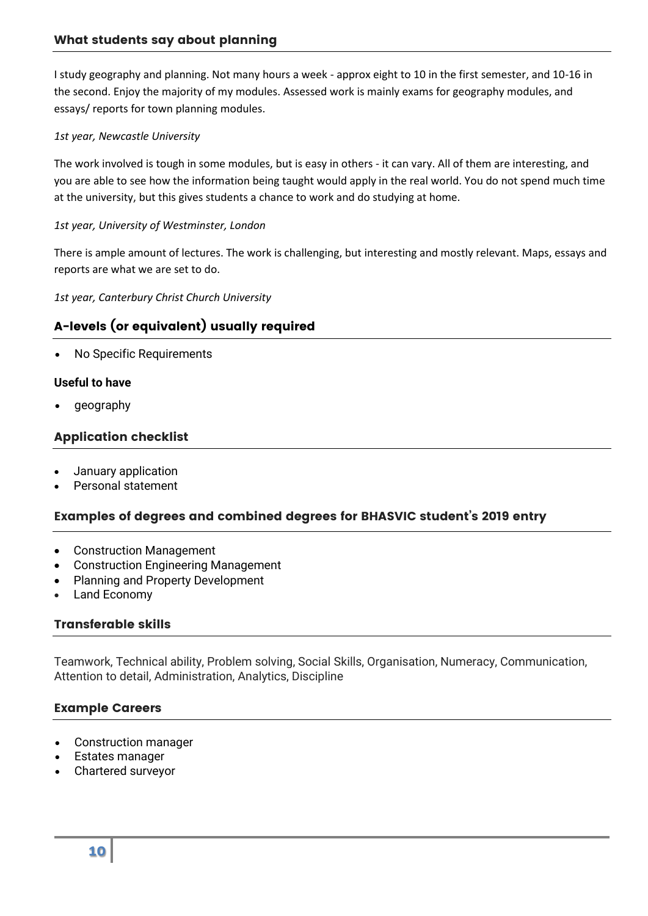## What students say about planning

I study geography and planning. Not many hours a week - approx eight to 10 in the first semester, and 10-16 in the second. Enjoy the majority of my modules. Assessed work is mainly exams for geography modules, and essays/ reports for town planning modules.

*1st year, Newcastle University*

The work involved is tough in some modules, but is easy in others - it can vary. All of them are interesting, and you are able to see how the information being taught would apply in the real world. You do not spend much time at the university, but this gives students a chance to work and do studying at home.

*1st year, University of Westminster, London*

There is ample amount of lectures. The work is challenging, but interesting and mostly relevant. Maps, essays and reports are what we are set to do.

*1st year, Canterbury Christ Church University*

## A-levels (or equivalent) usually required

- No Specific Requirements

**Useful to have**

- geography

## Application checklist

- January application
- Personal statement

## Examples of degrees and combined degrees for BHASVIC student's 2019 entry

- Construction Management
- Construction Engineering Management
- Planning and Property Development
- Land Economy

## Transferable skills

Teamwork, Technical ability, Problem solving, Social Skills, Organisation, Numeracy, Communication, Attention to detail, Administration, Analytics, Discipline

## Example Careers

- Construction manager
- Estates manager
- Chartered surveyor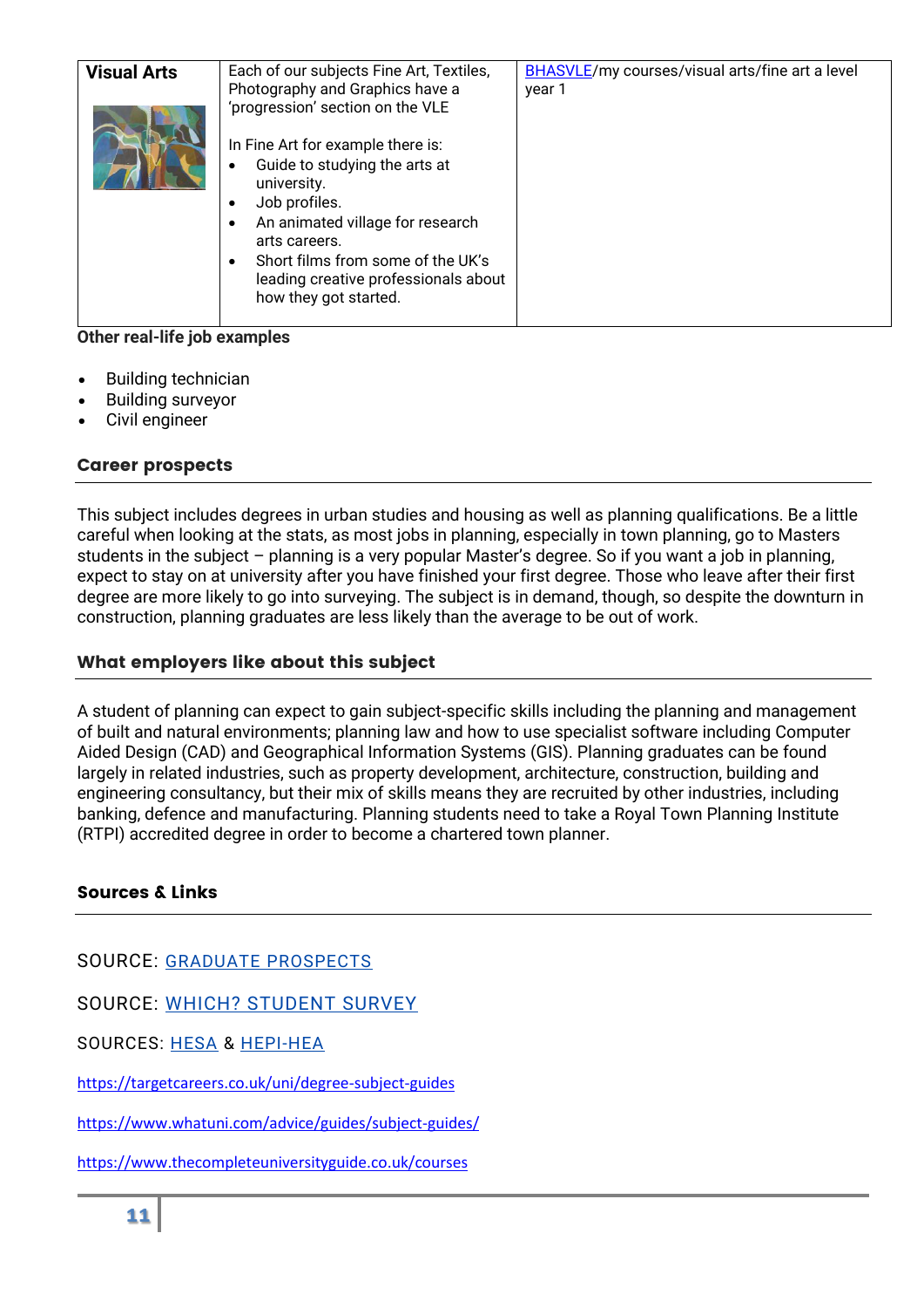| Visual Arts | Each of our subjects Fine Art, Textiles, Photography and Graphics have a 'progression' section on the VLE<br><br>In Fine Art for example there is:<br>• Guide to studying the arts at university.<br>• Job profiles.<br>• An animated village for research arts careers.<br>• Short films from some of the UK's leading creative professionals about how they got started. | BHASVLE/my courses/visual arts/fine art a level year 1 |
|---|---|---|

**Other real-life job examples**

- Building technician
- Building surveyor
- Civil engineer

## Career prospects

This subject includes degrees in urban studies and housing as well as planning qualifications. Be a little careful when looking at the stats, as most jobs in planning, especially in town planning, go to Masters students in the subject – planning is a very popular Master's degree. So if you want a job in planning, expect to stay on at university after you have finished your first degree. Those who leave after their first degree are more likely to go into surveying. The subject is in demand, though, so despite the downturn in construction, planning graduates are less likely than the average to be out of work.

## What employers like about this subject

A student of planning can expect to gain subject-specific skills including the planning and management of built and natural environments; planning law and how to use specialist software including Computer Aided Design (CAD) and Geographical Information Systems (GIS). Planning graduates can be found largely in related industries, such as property development, architecture, construction, building and engineering consultancy, but their mix of skills means they are recruited by other industries, including banking, defence and manufacturing. Planning students need to take a Royal Town Planning Institute (RTPI) accredited degree in order to become a chartered town planner.

## Sources & Links

SOURCE: GRADUATE PROSPECTS

SOURCE: WHICH? STUDENT SURVEY

SOURCES: HESA & HEPI-HEA

https://targetcareers.co.uk/uni/degree-subject-guides

https://www.whatuni.com/advice/guides/subject-guides/

https://www.thecompleteuniversityguide.co.uk/courses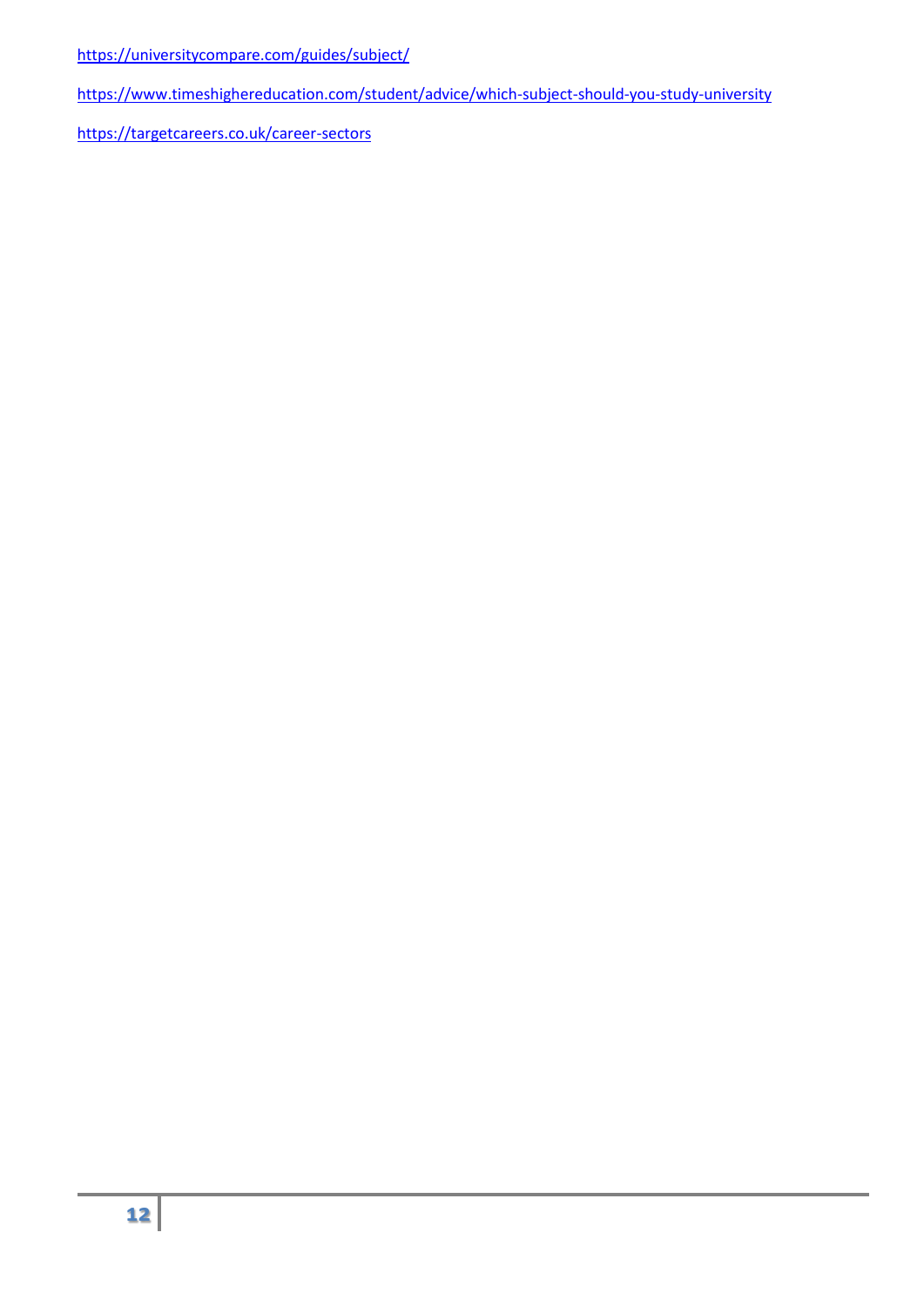https://universitycompare.com/guides/subject/

https://www.timeshighereducation.com/student/advice/which-subject-should-you-study-university

https://targetcareers.co.uk/career-sectors